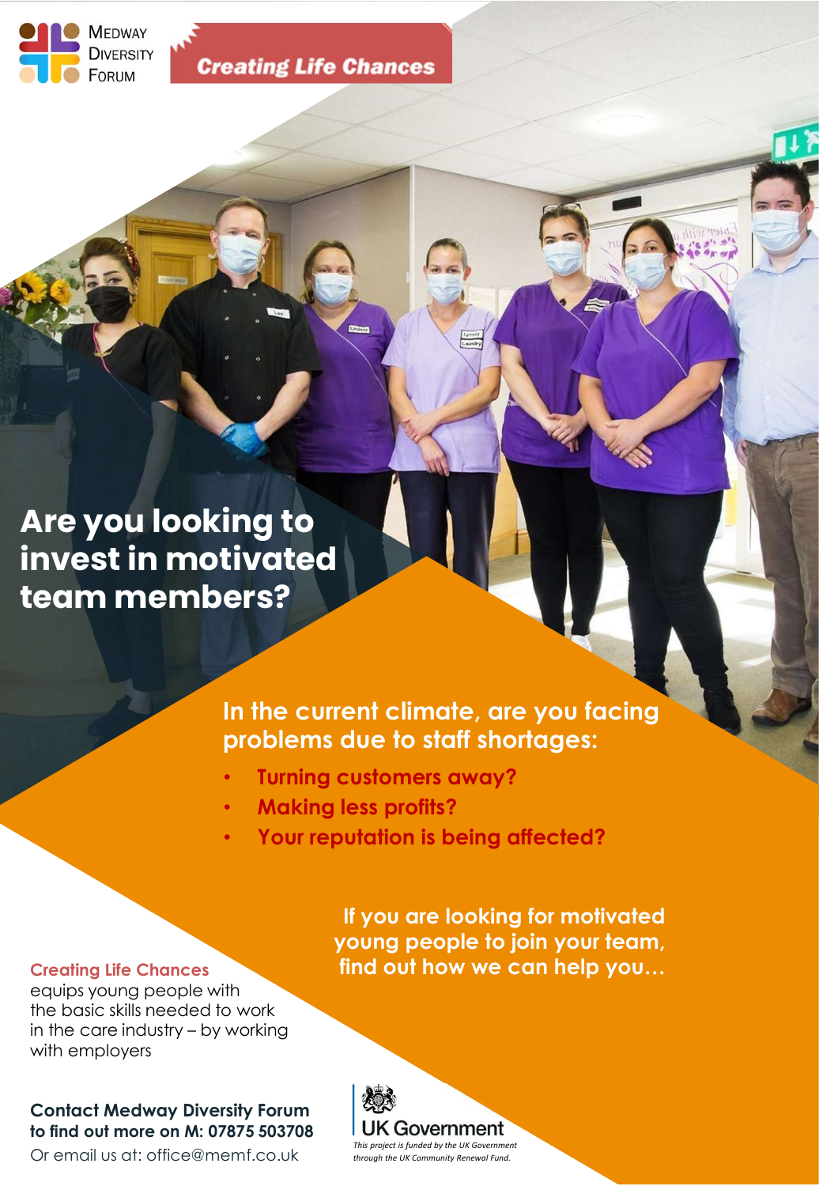Medway Diversity Forum

**Creating Life Chances**

# Are you looking to invest in motivated team members?

## In the current climate, are you facing problems due to staff shortages:

- **Turning customers away?**
- **Making less profits?**
- **Your reputation is being affected?**

**If you are looking for motivated young people to join your team, find out how we can help you…**

**Creating Life Chances** equips young people with the basic skills needed to work in the care industry – by working with employers

**Contact Medway Diversity Forum to find out more on M: 07875 503708**

Or email us at: office@memf.co.uk

UK Government

*This project is funded by the UK Government through the UK Community Renewal Fund.*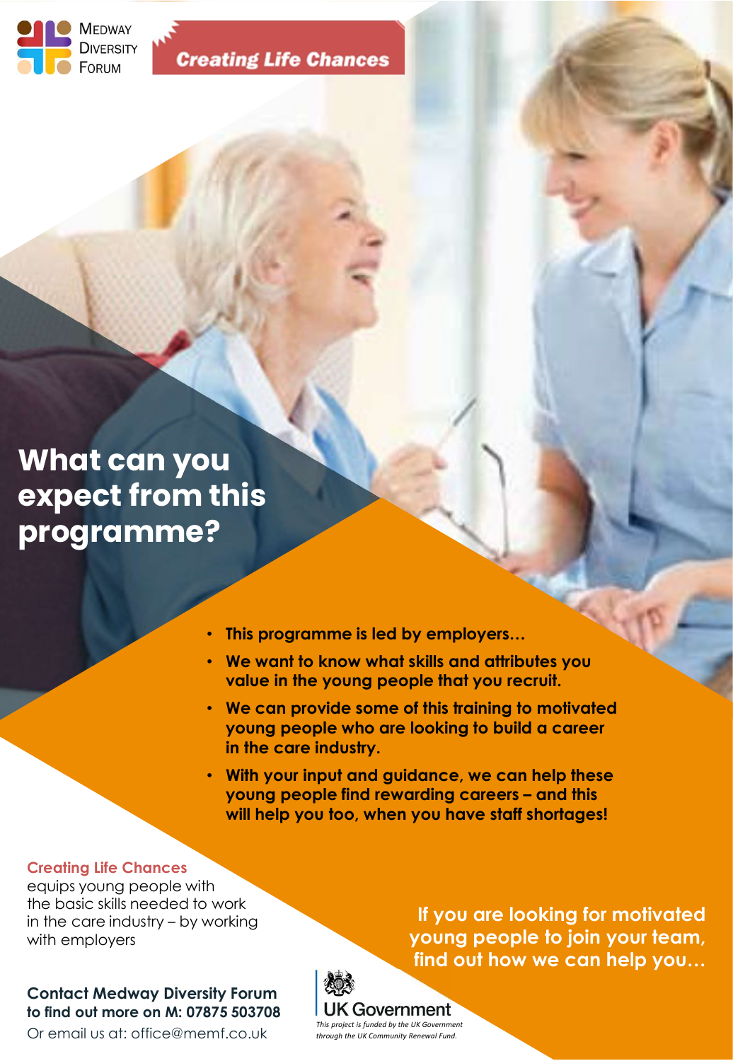Medway Diversity Forum

**Creating Life Chances**

# What can you expect from this programme?

- **This programme is led by employers…**
- **We want to know what skills and attributes you value in the young people that you recruit.**
- **We can provide some of this training to motivated young people who are looking to build a career in the care industry.**
- **With your input and guidance, we can help these young people find rewarding careers – and this will help you too, when you have staff shortages!**

**Creating Life Chances** equips young people with the basic skills needed to work in the care industry – by working with employers

**If you are looking for motivated young people to join your team, find out how we can help you…**

**Contact Medway Diversity Forum to find out more on M: 07875 503708**

Or email us at: office@memf.co.uk

UK Government

*This project is funded by the UK Government through the UK Community Renewal Fund.*